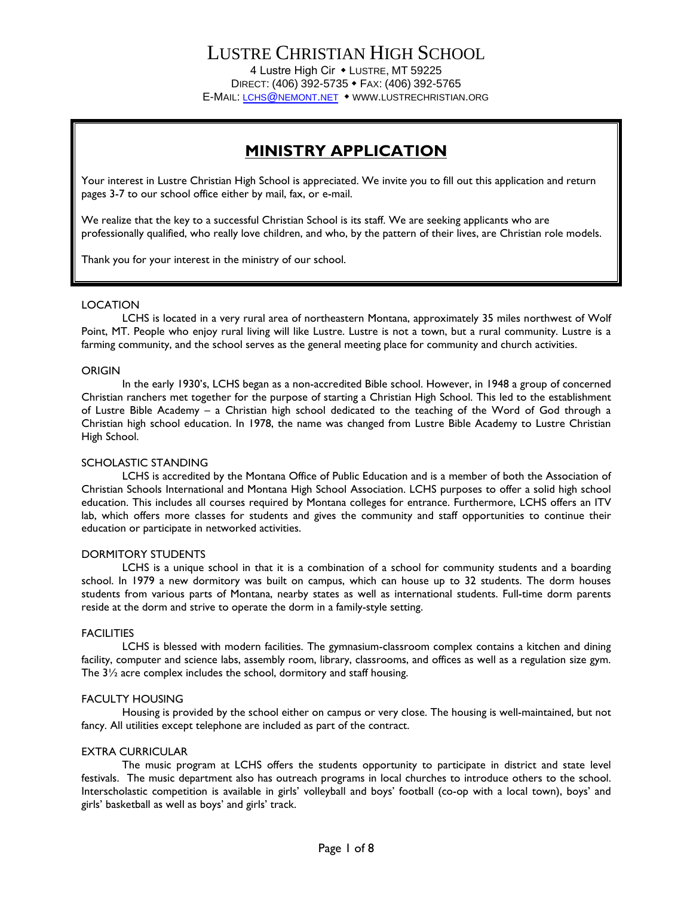# LUSTRE CHRISTIAN HIGH SCHOOL

4 Lustre High Cir • LUSTRE, MT 59225
DIRECT: (406) 392-5735 • FAX: (406) 392-5765
E-MAIL: LCHS@NEMONT.NET • WWW.LUSTRECHRISTIAN.ORG

## MINISTRY APPLICATION

Your interest in Lustre Christian High School is appreciated. We invite you to fill out this application and return pages 3-7 to our school office either by mail, fax, or e-mail.

We realize that the key to a successful Christian School is its staff. We are seeking applicants who are professionally qualified, who really love children, and who, by the pattern of their lives, are Christian role models.

Thank you for your interest in the ministry of our school.

### LOCATION

LCHS is located in a very rural area of northeastern Montana, approximately 35 miles northwest of Wolf Point, MT. People who enjoy rural living will like Lustre. Lustre is not a town, but a rural community. Lustre is a farming community, and the school serves as the general meeting place for community and church activities.

### ORIGIN

In the early 1930's, LCHS began as a non-accredited Bible school. However, in 1948 a group of concerned Christian ranchers met together for the purpose of starting a Christian High School. This led to the establishment of Lustre Bible Academy – a Christian high school dedicated to the teaching of the Word of God through a Christian high school education. In 1978, the name was changed from Lustre Bible Academy to Lustre Christian High School.

### SCHOLASTIC STANDING

LCHS is accredited by the Montana Office of Public Education and is a member of both the Association of Christian Schools International and Montana High School Association. LCHS purposes to offer a solid high school education. This includes all courses required by Montana colleges for entrance. Furthermore, LCHS offers an ITV lab, which offers more classes for students and gives the community and staff opportunities to continue their education or participate in networked activities.

### DORMITORY STUDENTS

LCHS is a unique school in that it is a combination of a school for community students and a boarding school. In 1979 a new dormitory was built on campus, which can house up to 32 students. The dorm houses students from various parts of Montana, nearby states as well as international students. Full-time dorm parents reside at the dorm and strive to operate the dorm in a family-style setting.

### FACILITIES

LCHS is blessed with modern facilities. The gymnasium-classroom complex contains a kitchen and dining facility, computer and science labs, assembly room, library, classrooms, and offices as well as a regulation size gym. The 3½ acre complex includes the school, dormitory and staff housing.

### FACULTY HOUSING

Housing is provided by the school either on campus or very close. The housing is well-maintained, but not fancy. All utilities except telephone are included as part of the contract.

### EXTRA CURRICULAR

The music program at LCHS offers the students opportunity to participate in district and state level festivals. The music department also has outreach programs in local churches to introduce others to the school. Interscholastic competition is available in girls' volleyball and boys' football (co-op with a local town), boys' and girls' basketball as well as boys' and girls' track.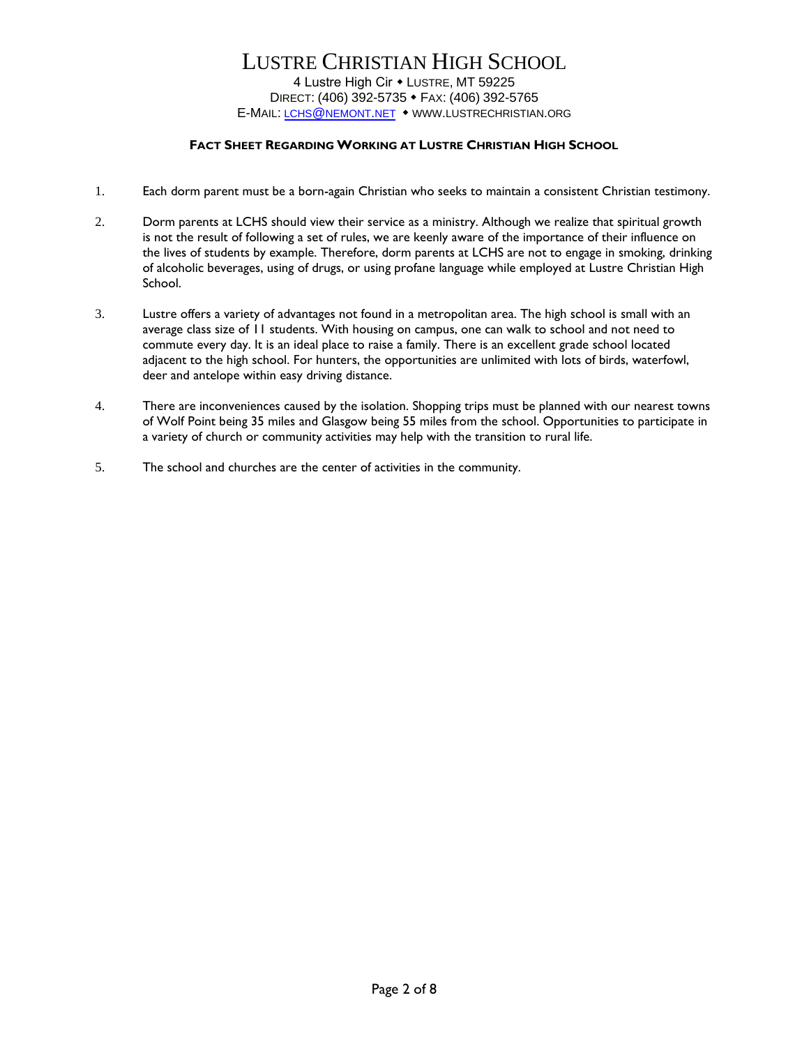# LUSTRE CHRISTIAN HIGH SCHOOL

4 Lustre High Cir • LUSTRE, MT 59225
DIRECT: (406) 392-5735 • FAX: (406) 392-5765
E-MAIL: LCHS@NEMONT.NET • WWW.LUSTRECHRISTIAN.ORG

## FACT SHEET REGARDING WORKING AT LUSTRE CHRISTIAN HIGH SCHOOL

1. Each dorm parent must be a born-again Christian who seeks to maintain a consistent Christian testimony.

2. Dorm parents at LCHS should view their service as a ministry. Although we realize that spiritual growth is not the result of following a set of rules, we are keenly aware of the importance of their influence on the lives of students by example. Therefore, dorm parents at LCHS are not to engage in smoking, drinking of alcoholic beverages, using of drugs, or using profane language while employed at Lustre Christian High School.

3. Lustre offers a variety of advantages not found in a metropolitan area. The high school is small with an average class size of 11 students. With housing on campus, one can walk to school and not need to commute every day. It is an ideal place to raise a family. There is an excellent grade school located adjacent to the high school. For hunters, the opportunities are unlimited with lots of birds, waterfowl, deer and antelope within easy driving distance.

4. There are inconveniences caused by the isolation. Shopping trips must be planned with our nearest towns of Wolf Point being 35 miles and Glasgow being 55 miles from the school. Opportunities to participate in a variety of church or community activities may help with the transition to rural life.

5. The school and churches are the center of activities in the community.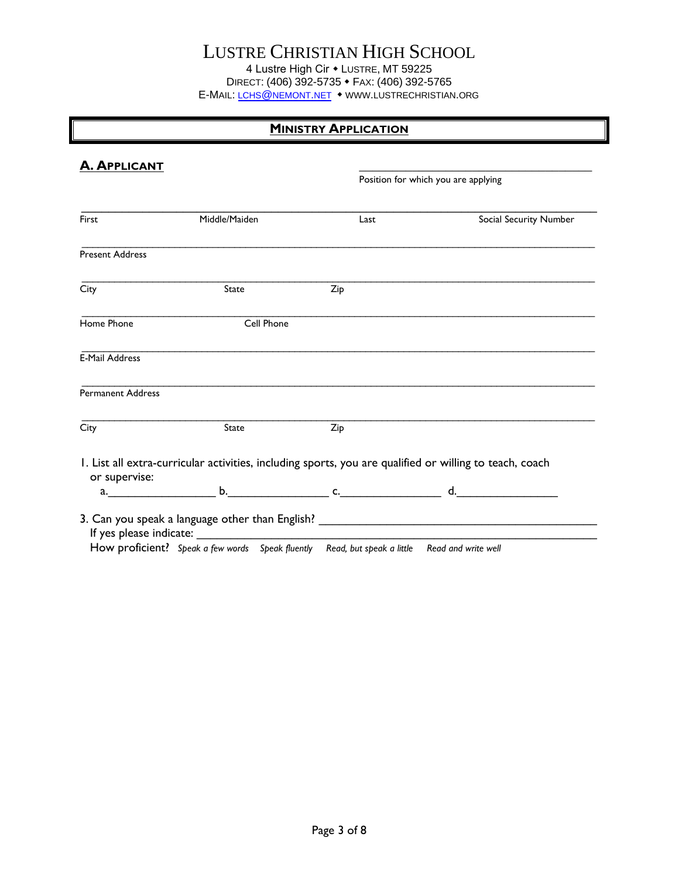# LUSTRE CHRISTIAN HIGH SCHOOL

4 Lustre High Cir ◆ LUSTRE, MT 59225
DIRECT: (406) 392-5735 ◆ FAX: (406) 392-5765
E-MAIL: LCHS@NEMONT.NET ◆ WWW.LUSTRECHRISTIAN.ORG

## MINISTRY APPLICATION

### A. APPLICANT

________________________________________
Position for which you are applying

________________________________________________________________________________
First | Middle/Maiden | Last | Social Security Number

________________________________________________________________________________
Present Address

________________________________________________________________________________
City | State | Zip

________________________________________________________________________________
Home Phone | Cell Phone

________________________________________________________________________________
E-Mail Address

________________________________________________________________________________
Permanent Address

________________________________________________________________________________
City | State | Zip

1. List all extra-curricular activities, including sports, you are qualified or willing to teach, coach or supervise:
   a.________________ b.________________ c.________________ d.________________

3. Can you speak a language other than English? ________________________________________
   If yes please indicate: ________________________________________________________
   How proficient? *Speak a few words* *Speak fluently* *Read, but speak a little* *Read and write well*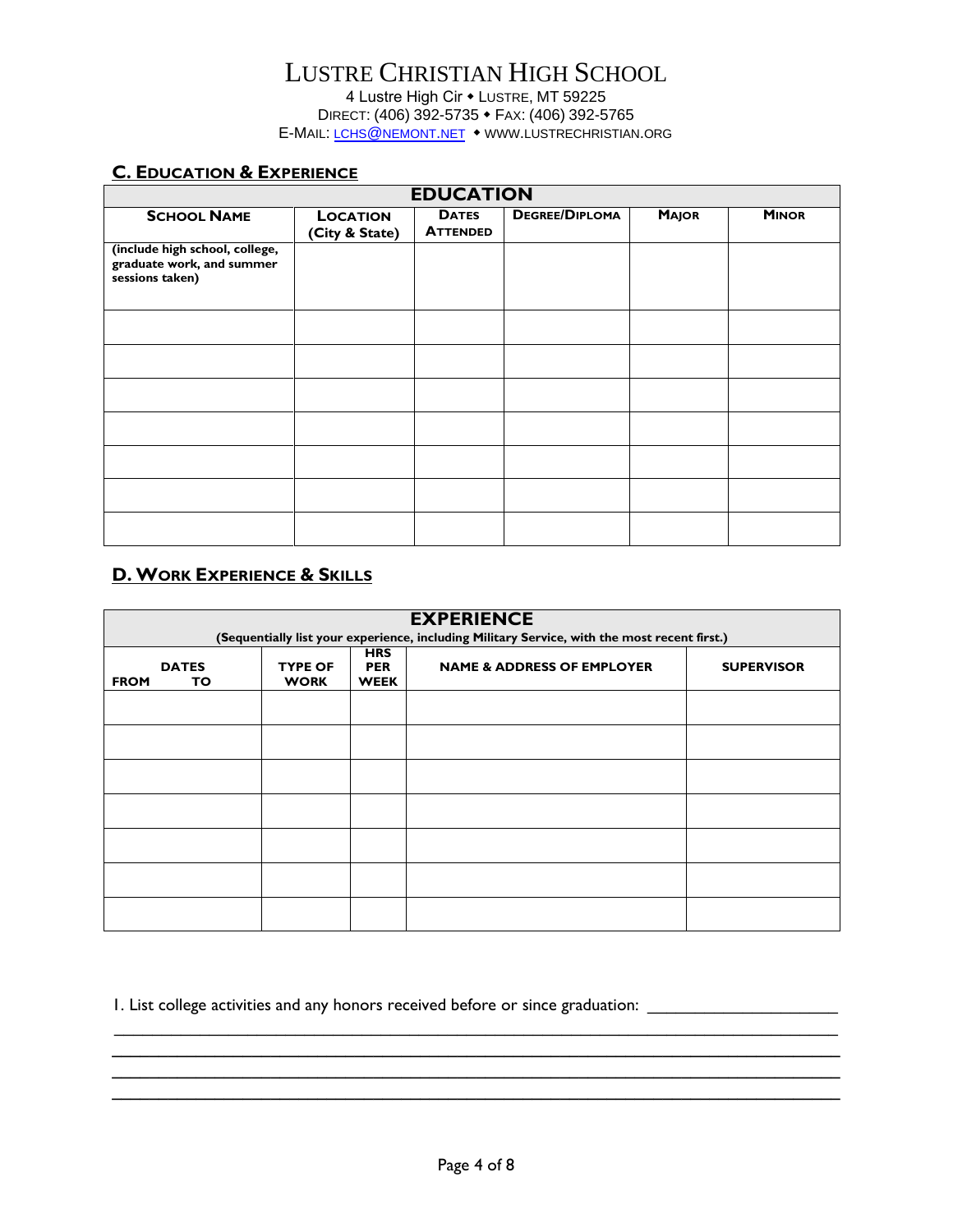# LUSTRE CHRISTIAN HIGH SCHOOL

4 Lustre High Cir ◆ LUSTRE, MT 59225
DIRECT: (406) 392-5735 ◆ FAX: (406) 392-5765
E-MAIL: LCHS@NEMONT.NET ◆ WWW.LUSTRECHRISTIAN.ORG

## C. EDUCATION & EXPERIENCE

| EDUCATION | | | | | |
|---|---|---|---|---|---|
| **SCHOOL NAME** | **LOCATION (City & State)** | **DATES ATTENDED** | **DEGREE/DIPLOMA** | **MAJOR** | **MINOR** |
| **(include high school, college, graduate work, and summer sessions taken)** | | | | | |
| | | | | | |
| | | | | | |
| | | | | | |
| | | | | | |
| | | | | | |
| | | | | | |
| | | | | | |

## D. WORK EXPERIENCE & SKILLS

| EXPERIENCE (Sequentially list your experience, including Military Service, with the most recent first.) | | | | | |
|---|---|---|---|---|---|
| **DATES FROM** | **TO** | **TYPE OF WORK** | **HRS PER WEEK** | **NAME & ADDRESS OF EMPLOYER** | **SUPERVISOR** |
| | | | | | |
| | | | | | |
| | | | | | |
| | | | | | |
| | | | | | |
| | | | | | |
| | | | | | |

1. List college activities and any honors received before or since graduation: ____________________
________________________________________________________________________________
________________________________________________________________________________
________________________________________________________________________________
________________________________________________________________________________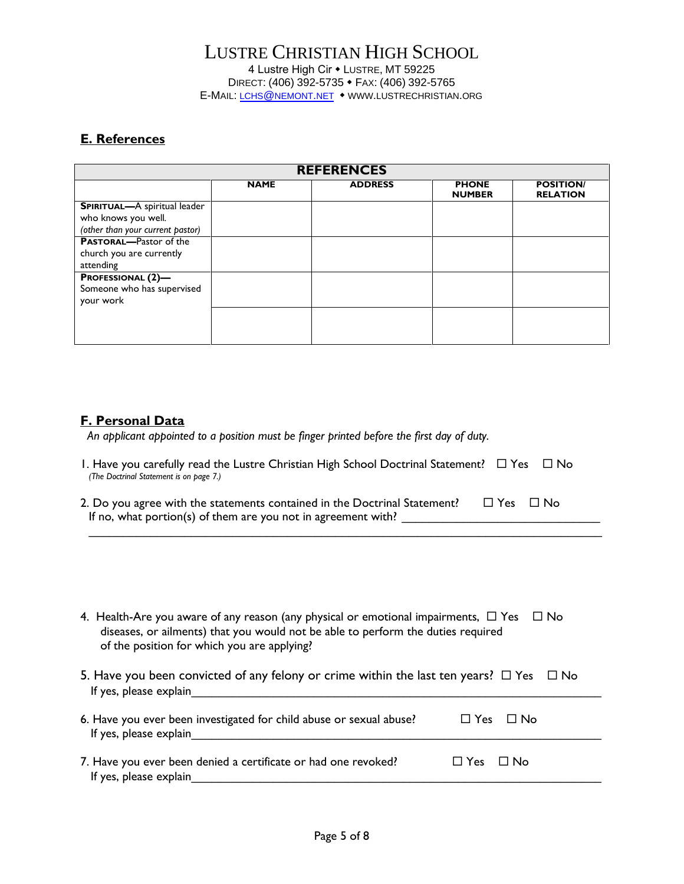# LUSTRE CHRISTIAN HIGH SCHOOL

4 Lustre High Cir • LUSTRE, MT 59225
DIRECT: (406) 392-5735 • FAX: (406) 392-5765
E-MAIL: LCHS@NEMONT.NET • WWW.LUSTRECHRISTIAN.ORG

## E. References

| REFERENCES | | | | |
|---|---|---|---|---|
| | **NAME** | **ADDRESS** | **PHONE NUMBER** | **POSITION/ RELATION** |
| **SPIRITUAL—**A spiritual leader who knows you well. *(other than your current pastor)* | | | | |
| **PASTORAL—**Pastor of the church you are currently attending | | | | |
| **PROFESSIONAL (2)—** Someone who has supervised your work | | | | |
| | | | | |

## F. Personal Data

*An applicant appointed to a position must be finger printed before the first day of duty.*

1. Have you carefully read the Lustre Christian High School Doctrinal Statement? ☐ Yes ☐ No
   *(The Doctrinal Statement is on page 7.)*

2. Do you agree with the statements contained in the Doctrinal Statement? ☐ Yes ☐ No
   If no, what portion(s) of them are you not in agreement with? ______________________________
   ________________________________________________________________________________

4. Health-Are you aware of any reason (any physical or emotional impairments, diseases, or ailments) that you would not be able to perform the duties required of the position for which you are applying? ☐ Yes ☐ No

5. Have you been convicted of any felony or crime within the last ten years? ☐ Yes ☐ No
   If yes, please explain________________________________________________________________

6. Have you ever been investigated for child abuse or sexual abuse? ☐ Yes ☐ No
   If yes, please explain________________________________________________________________

7. Have you ever been denied a certificate or had one revoked? ☐ Yes ☐ No
   If yes, please explain________________________________________________________________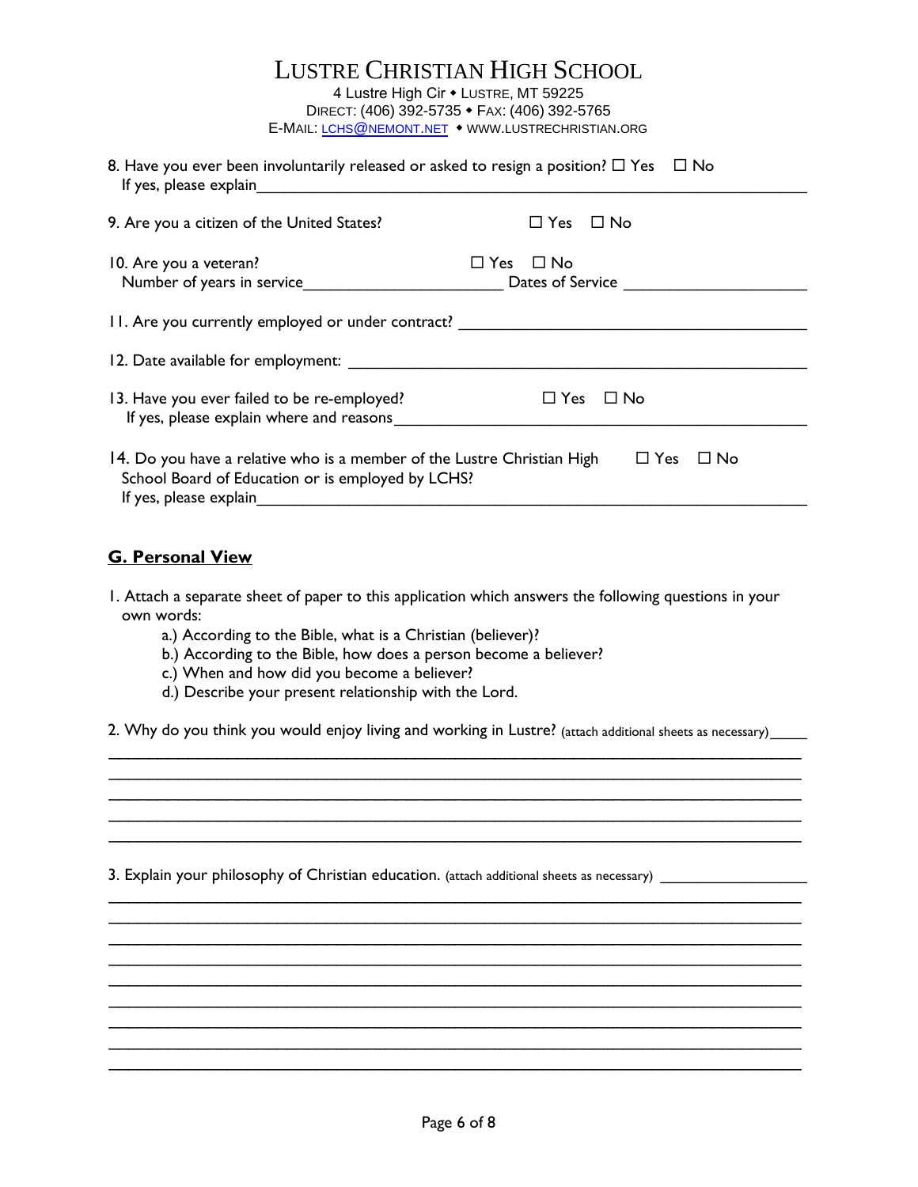# LUSTRE CHRISTIAN HIGH SCHOOL

4 Lustre High Cir ◆ LUSTRE, MT 59225
DIRECT: (406) 392-5735 ◆ FAX: (406) 392-5765
E-MAIL: LCHS@NEMONT.NET ◆ WWW.LUSTRECHRISTIAN.ORG

8. Have you ever been involuntarily released or asked to resign a position? ☐ Yes ☐ No
   If yes, please explain_______________________________________________

9. Are you a citizen of the United States? ☐ Yes ☐ No

10. Are you a veteran? ☐ Yes ☐ No
    Number of years in service______________________ Dates of Service ____________________

11. Are you currently employed or under contract? ________________________________________

12. Date available for employment: ______________________________________________

13. Have you ever failed to be re-employed? ☐ Yes ☐ No
    If yes, please explain where and reasons_______________________________________________

14. Do you have a relative who is a member of the Lustre Christian High School Board of Education or is employed by LCHS? ☐ Yes ☐ No
    If yes, please explain_______________________________________________

## G. Personal View

1. Attach a separate sheet of paper to this application which answers the following questions in your own words:
   - a.) According to the Bible, what is a Christian (believer)?
   - b.) According to the Bible, how does a person become a believer?
   - c.) When and how did you become a believer?
   - d.) Describe your present relationship with the Lord.

2. Why do you think you would enjoy living and working in Lustre? (attach additional sheets as necessary)_____
   ______________________________________________________________________________
   ______________________________________________________________________________
   ______________________________________________________________________________
   ______________________________________________________________________________
   ______________________________________________________________________________

3. Explain your philosophy of Christian education. (attach additional sheets as necessary) _________________
   ______________________________________________________________________________
   ______________________________________________________________________________
   ______________________________________________________________________________
   ______________________________________________________________________________
   ______________________________________________________________________________
   ______________________________________________________________________________
   ______________________________________________________________________________
   ______________________________________________________________________________
   ______________________________________________________________________________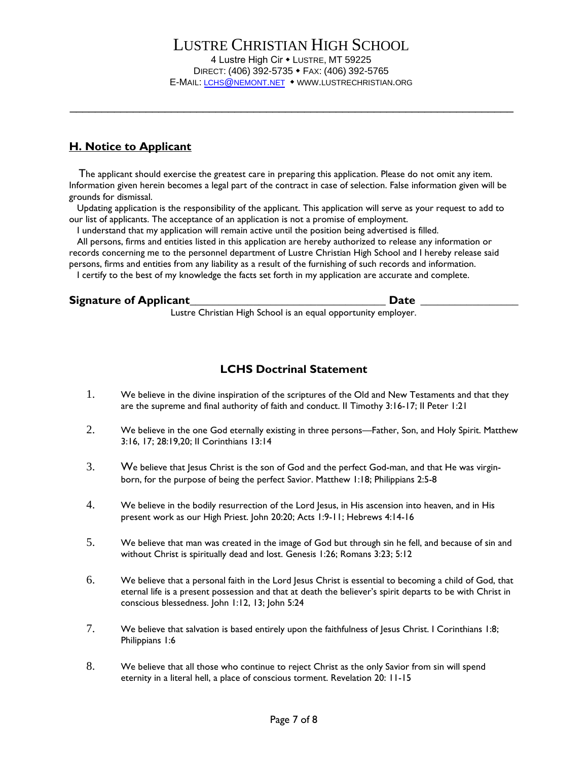# LUSTRE CHRISTIAN HIGH SCHOOL

4 Lustre High Cir • LUSTRE, MT 59225
DIRECT: (406) 392-5735 • FAX: (406) 392-5765
E-MAIL: LCHS@NEMONT.NET • WWW.LUSTRECHRISTIAN.ORG

---

## H. Notice to Applicant

The applicant should exercise the greatest care in preparing this application. Please do not omit any item. Information given herein becomes a legal part of the contract in case of selection. False information given will be grounds for dismissal.

Updating application is the responsibility of the applicant. This application will serve as your request to add to our list of applicants. The acceptance of an application is not a promise of employment.

I understand that my application will remain active until the position being advertised is filled.

All persons, firms and entities listed in this application are hereby authorized to release any information or records concerning me to the personnel department of Lustre Christian High School and I hereby release said persons, firms and entities from any liability as a result of the furnishing of such records and information.

I certify to the best of my knowledge the facts set forth in my application are accurate and complete.

**Signature of Applicant**_________________________________ **Date** _______________

Lustre Christian High School is an equal opportunity employer.

## LCHS Doctrinal Statement

1. We believe in the divine inspiration of the scriptures of the Old and New Testaments and that they are the supreme and final authority of faith and conduct. II Timothy 3:16-17; II Peter 1:21

2. We believe in the one God eternally existing in three persons—Father, Son, and Holy Spirit. Matthew 3:16, 17; 28:19,20; II Corinthians 13:14

3. We believe that Jesus Christ is the son of God and the perfect God-man, and that He was virgin-born, for the purpose of being the perfect Savior. Matthew 1:18; Philippians 2:5-8

4. We believe in the bodily resurrection of the Lord Jesus, in His ascension into heaven, and in His present work as our High Priest. John 20:20; Acts 1:9-11; Hebrews 4:14-16

5. We believe that man was created in the image of God but through sin he fell, and because of sin and without Christ is spiritually dead and lost. Genesis 1:26; Romans 3:23; 5:12

6. We believe that a personal faith in the Lord Jesus Christ is essential to becoming a child of God, that eternal life is a present possession and that at death the believer's spirit departs to be with Christ in conscious blessedness. John 1:12, 13; John 5:24

7. We believe that salvation is based entirely upon the faithfulness of Jesus Christ. I Corinthians 1:8; Philippians 1:6

8. We believe that all those who continue to reject Christ as the only Savior from sin will spend eternity in a literal hell, a place of conscious torment. Revelation 20: 11-15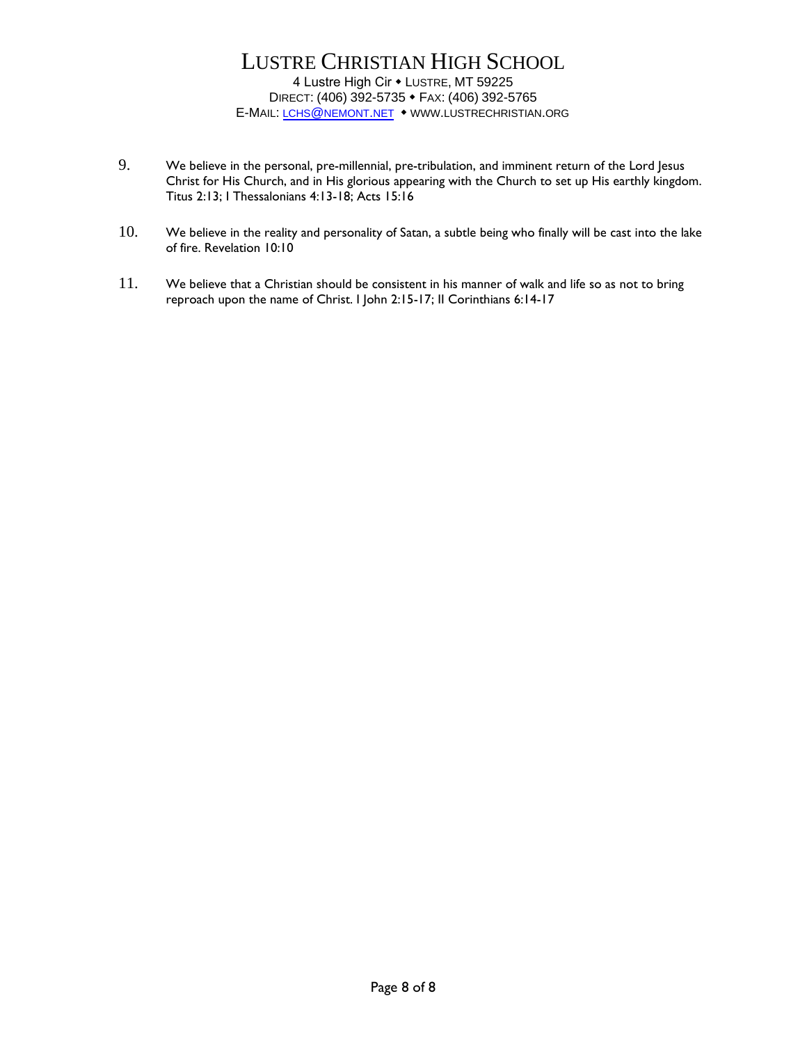9. We believe in the personal, pre-millennial, pre-tribulation, and imminent return of the Lord Jesus Christ for His Church, and in His glorious appearing with the Church to set up His earthly kingdom. Titus 2:13; I Thessalonians 4:13-18; Acts 15:16

10. We believe in the reality and personality of Satan, a subtle being who finally will be cast into the lake of fire. Revelation 10:10

11. We believe that a Christian should be consistent in his manner of walk and life so as not to bring reproach upon the name of Christ. I John 2:15-17; II Corinthians 6:14-17